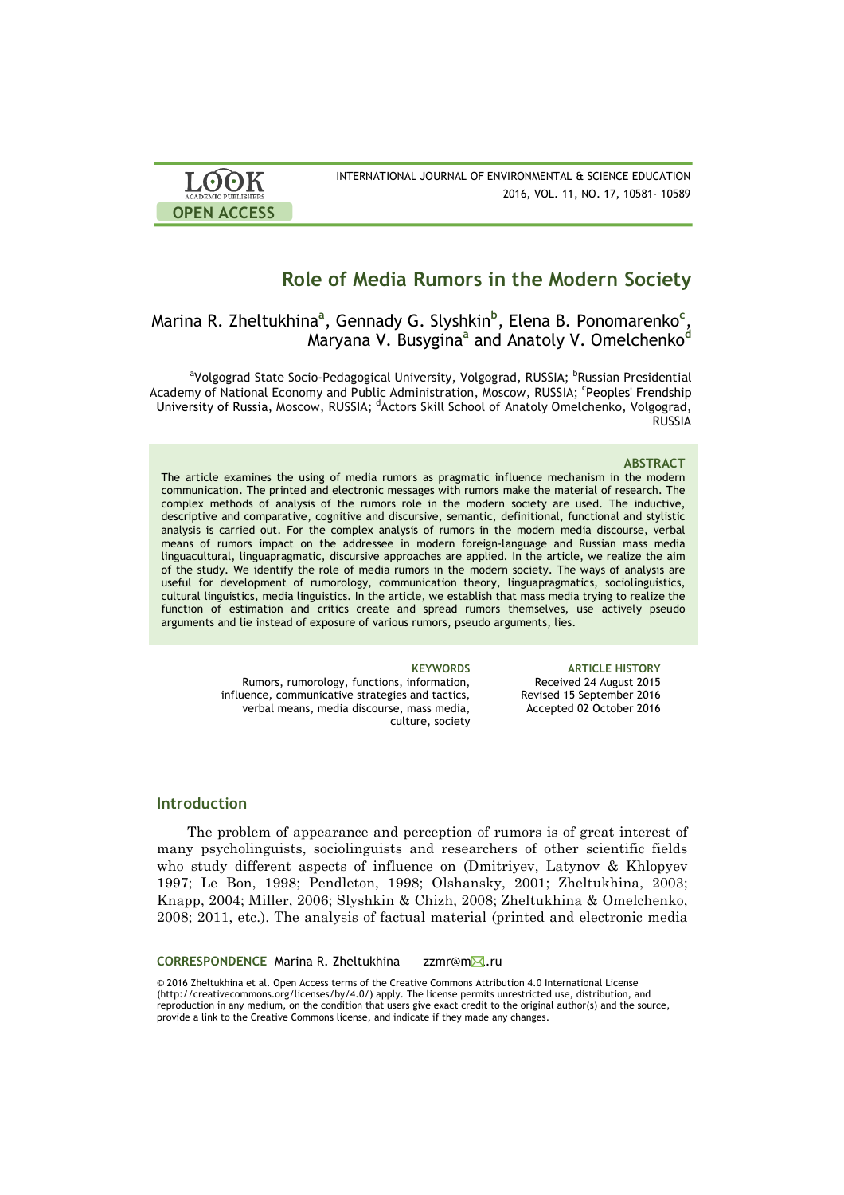# Role of Media Rumors in the Modern Society

Marina R. Zheltukhina[a], Gennady G. Slyshkin[b], Elena B. Ponomarenko[c], Maryana V. Busygina[a] and Anatoly V. Omelchenko[d]

[a]Volgograd State Socio-Pedagogical University, Volgograd, RUSSIA; [b]Russian Presidential Academy of National Economy and Public Administration, Moscow, RUSSIA; [c]Peoples' Frendship University of Russia, Moscow, RUSSIA; [d]Actors Skill School of Anatoly Omelchenko, Volgograd, RUSSIA

### ABSTRACT

The article examines the using of media rumors as pragmatic influence mechanism in the modern communication. The printed and electronic messages with rumors make the material of research. The complex methods of analysis of the rumors role in the modern society are used. The inductive, descriptive and comparative, cognitive and discursive, semantic, definitional, functional and stylistic analysis is carried out. For the complex analysis of rumors in the modern media discourse, verbal means of rumors impact on the addressee in modern foreign-language and Russian mass media linguacultural, linguapragmatic, discursive approaches are applied. In the article, we realize the aim of the study. We identify the role of media rumors in the modern society. The ways of analysis are useful for development of rumorology, communication theory, linguapragmatics, sociolinguistics, cultural linguistics, media linguistics. In the article, we establish that mass media trying to realize the function of estimation and critics create and spread rumors themselves, use actively pseudo arguments and lie instead of exposure of various rumors, pseudo arguments, lies.

**KEYWORDS**

Rumors, rumorology, functions, information, influence, communicative strategies and tactics, verbal means, media discourse, mass media, culture, society

**ARTICLE HISTORY**

Received 24 August 2015
Revised 15 September 2016
Accepted 02 October 2016

## Introduction

The problem of appearance and perception of rumors is of great interest of many psycholinguists, sociolinguists and researchers of other scientific fields who study different aspects of influence on (Dmitriyev, Latynov & Khlopyev 1997; Le Bon, 1998; Pendleton, 1998; Olshansky, 2001; Zheltukhina, 2003; Knapp, 2004; Miller, 2006; Slyshkin & Chizh, 2008; Zheltukhina & Omelchenko, 2008; 2011, etc.). The analysis of factual material (printed and electronic media

**CORRESPONDENCE** Marina R. Zheltukhina zzmr@m✉.ru

© 2016 Zheltukhina et al. Open Access terms of the Creative Commons Attribution 4.0 International License (http://creativecommons.org/licenses/by/4.0/) apply. The license permits unrestricted use, distribution, and reproduction in any medium, on the condition that users give exact credit to the original author(s) and the source, provide a link to the Creative Commons license, and indicate if they made any changes.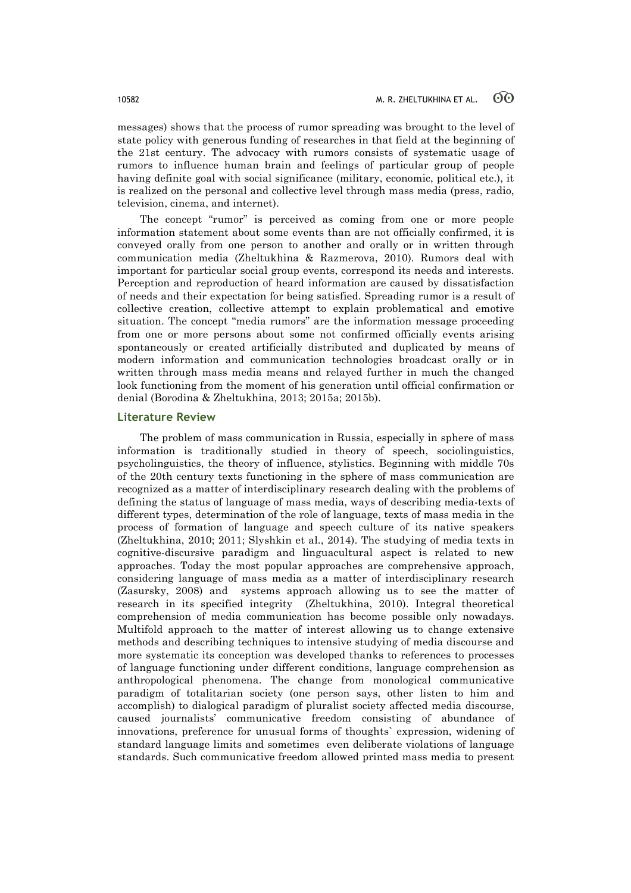messages) shows that the process of rumor spreading was brought to the level of state policy with generous funding of researches in that field at the beginning of the 21st century. The advocacy with rumors consists of systematic usage of rumors to influence human brain and feelings of particular group of people having definite goal with social significance (military, economic, political etc.), it is realized on the personal and collective level through mass media (press, radio, television, cinema, and internet).

The concept "rumor" is perceived as coming from one or more people information statement about some events than are not officially confirmed, it is conveyed orally from one person to another and orally or in written through communication media (Zheltukhina & Razmerova, 2010). Rumors deal with important for particular social group events, correspond its needs and interests. Perception and reproduction of heard information are caused by dissatisfaction of needs and their expectation for being satisfied. Spreading rumor is a result of collective creation, collective attempt to explain problematical and emotive situation. The concept "media rumors" are the information message proceeding from one or more persons about some not confirmed officially events arising spontaneously or created artificially distributed and duplicated by means of modern information and communication technologies broadcast orally or in written through mass media means and relayed further in much the changed look functioning from the moment of his generation until official confirmation or denial (Borodina & Zheltukhina, 2013; 2015a; 2015b).

## Literature Review

The problem of mass communication in Russia, especially in sphere of mass information is traditionally studied in theory of speech, sociolinguistics, psycholinguistics, the theory of influence, stylistics. Beginning with middle 70s of the 20th century texts functioning in the sphere of mass communication are recognized as a matter of interdisciplinary research dealing with the problems of defining the status of language of mass media, ways of describing media-texts of different types, determination of the role of language, texts of mass media in the process of formation of language and speech culture of its native speakers (Zheltukhina, 2010; 2011; Slyshkin et al., 2014). The studying of media texts in cognitive-discursive paradigm and linguacultural aspect is related to new approaches. Today the most popular approaches are comprehensive approach, considering language of mass media as a matter of interdisciplinary research (Zasursky, 2008) and systems approach allowing us to see the matter of research in its specified integrity (Zheltukhina, 2010). Integral theoretical comprehension of media communication has become possible only nowadays. Multifold approach to the matter of interest allowing us to change extensive methods and describing techniques to intensive studying of media discourse and more systematic its conception was developed thanks to references to processes of language functioning under different conditions, language comprehension as anthropological phenomena. The change from monological communicative paradigm of totalitarian society (one person says, other listen to him and accomplish) to dialogical paradigm of pluralist society affected media discourse, caused journalists' communicative freedom consisting of abundance of innovations, preference for unusual forms of thoughts` expression, widening of standard language limits and sometimes even deliberate violations of language standards. Such communicative freedom allowed printed mass media to present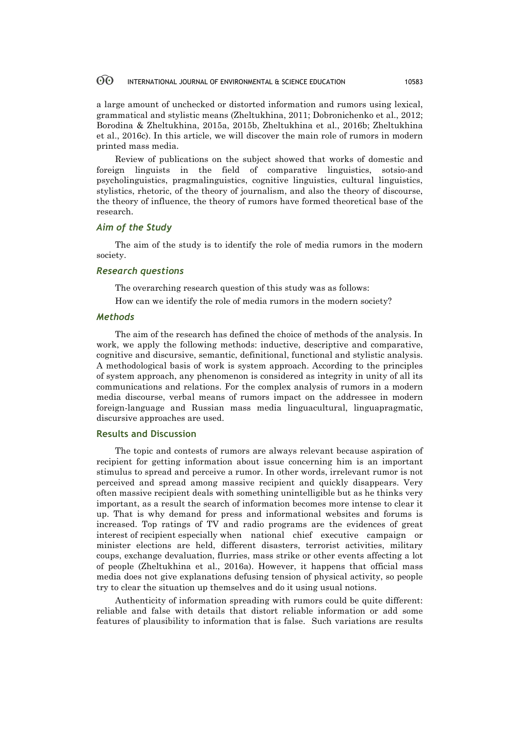a large amount of unchecked or distorted information and rumors using lexical, grammatical and stylistic means (Zheltukhina, 2011; Dobronichenko et al., 2012; Borodina & Zheltukhina, 2015a, 2015b, Zheltukhina et al., 2016b; Zheltukhina et al., 2016c). In this article, we will discover the main role of rumors in modern printed mass media.

Review of publications on the subject showed that works of domestic and foreign linguists in the field of comparative linguistics, sotsio-and psycholinguistics, pragmalinguistics, cognitive linguistics, cultural linguistics, stylistics, rhetoric, of the theory of journalism, and also the theory of discourse, the theory of influence, the theory of rumors have formed theoretical base of the research.

### *Aim of the Study*

The aim of the study is to identify the role of media rumors in the modern society.

### *Research questions*

The overarching research question of this study was as follows:

How can we identify the role of media rumors in the modern society?

### *Methods*

The aim of the research has defined the choice of methods of the analysis. In work, we apply the following methods: inductive, descriptive and comparative, cognitive and discursive, semantic, definitional, functional and stylistic analysis. A methodological basis of work is system approach. According to the principles of system approach, any phenomenon is considered as integrity in unity of all its communications and relations. For the complex analysis of rumors in a modern media discourse, verbal means of rumors impact on the addressee in modern foreign-language and Russian mass media linguacultural, linguapragmatic, discursive approaches are used.

## Results and Discussion

The topic and contests of rumors are always relevant because aspiration of recipient for getting information about issue concerning him is an important stimulus to spread and perceive a rumor. In other words, irrelevant rumor is not perceived and spread among massive recipient and quickly disappears. Very often massive recipient deals with something unintelligible but as he thinks very important, as a result the search of information becomes more intense to clear it up. That is why demand for press and informational websites and forums is increased. Top ratings of TV and radio programs are the evidences of great interest of recipient especially when national chief executive campaign or minister elections are held, different disasters, terrorist activities, military coups, exchange devaluation, flurries, mass strike or other events affecting a lot of people (Zheltukhina et al., 2016a). However, it happens that official mass media does not give explanations defusing tension of physical activity, so people try to clear the situation up themselves and do it using usual notions.

Authenticity of information spreading with rumors could be quite different: reliable and false with details that distort reliable information or add some features of plausibility to information that is false. Such variations are results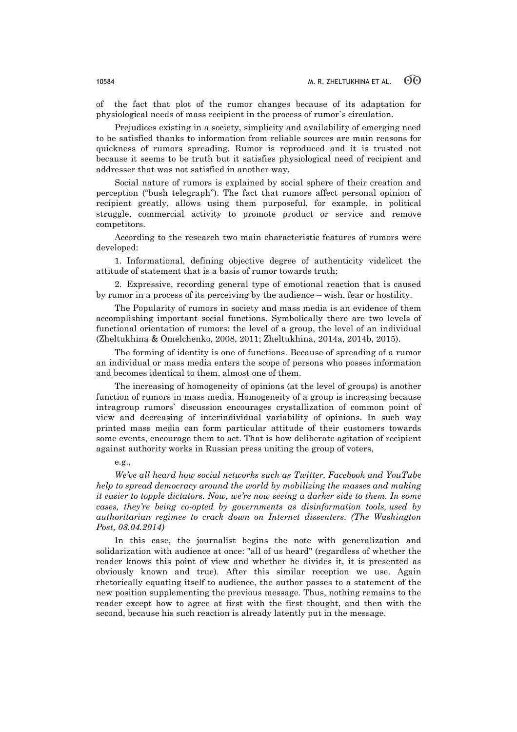of the fact that plot of the rumor changes because of its adaptation for physiological needs of mass recipient in the process of rumor`s circulation.

Prejudices existing in a society, simplicity and availability of emerging need to be satisfied thanks to information from reliable sources are main reasons for quickness of rumors spreading. Rumor is reproduced and it is trusted not because it seems to be truth but it satisfies physiological need of recipient and addresser that was not satisfied in another way.

Social nature of rumors is explained by social sphere of their creation and perception ("bush telegraph"). The fact that rumors affect personal opinion of recipient greatly, allows using them purposeful, for example, in political struggle, commercial activity to promote product or service and remove competitors.

According to the research two main characteristic features of rumors were developed:

1. Informational, defining objective degree of authenticity videlicet the attitude of statement that is a basis of rumor towards truth;

2. Expressive, recording general type of emotional reaction that is caused by rumor in a process of its perceiving by the audience – wish, fear or hostility.

The Popularity of rumors in society and mass media is an evidence of them accomplishing important social functions. Symbolically there are two levels of functional orientation of rumors: the level of a group, the level of an individual (Zheltukhina & Omelchenko, 2008, 2011; Zheltukhina, 2014a, 2014b, 2015).

The forming of identity is one of functions. Because of spreading of a rumor an individual or mass media enters the scope of persons who posses information and becomes identical to them, almost one of them.

The increasing of homogeneity of opinions (at the level of groups) is another function of rumors in mass media. Homogeneity of a group is increasing because intragroup rumors` discussion encourages crystallization of common point of view and decreasing of interindividual variability of opinions. In such way printed mass media can form particular attitude of their customers towards some events, encourage them to act. That is how deliberate agitation of recipient against authority works in Russian press uniting the group of voters,

e.g.,

*We've all heard how social networks such as Twitter, Facebook and YouTube help to spread democracy around the world by mobilizing the masses and making it easier to topple dictators. Now, we're now seeing a darker side to them. In some cases, they're being co-opted by governments as disinformation tools, used by authoritarian regimes to crack down on Internet dissenters. (The Washington Post, 08.04.2014)*

In this case, the journalist begins the note with generalization and solidarization with audience at once: "all of us heard" (regardless of whether the reader knows this point of view and whether he divides it, it is presented as obviously known and true). After this similar reception we use. Again rhetorically equating itself to audience, the author passes to a statement of the new position supplementing the previous message. Thus, nothing remains to the reader except how to agree at first with the first thought, and then with the second, because his such reaction is already latently put in the message.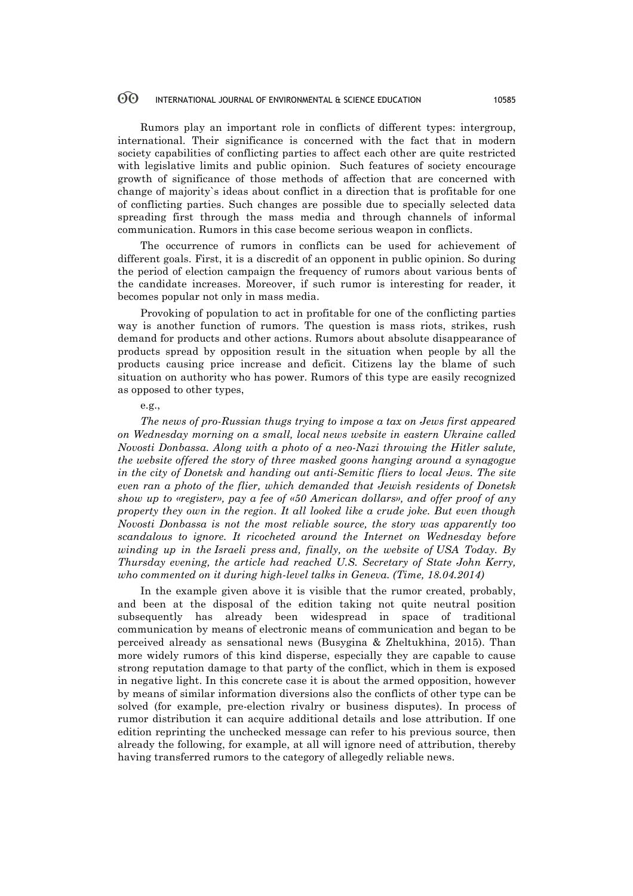Rumors play an important role in conflicts of different types: intergroup, international. Their significance is concerned with the fact that in modern society capabilities of conflicting parties to affect each other are quite restricted with legislative limits and public opinion. Such features of society encourage growth of significance of those methods of affection that are concerned with change of majority`s ideas about conflict in a direction that is profitable for one of conflicting parties. Such changes are possible due to specially selected data spreading first through the mass media and through channels of informal communication. Rumors in this case become serious weapon in conflicts.

The occurrence of rumors in conflicts can be used for achievement of different goals. First, it is a discredit of an opponent in public opinion. So during the period of election campaign the frequency of rumors about various bents of the candidate increases. Moreover, if such rumor is interesting for reader, it becomes popular not only in mass media.

Provoking of population to act in profitable for one of the conflicting parties way is another function of rumors. The question is mass riots, strikes, rush demand for products and other actions. Rumors about absolute disappearance of products spread by opposition result in the situation when people by all the products causing price increase and deficit. Citizens lay the blame of such situation on authority who has power. Rumors of this type are easily recognized as opposed to other types,

e.g.,

*The news of pro-Russian thugs trying to impose a tax on Jews first appeared on Wednesday morning on a small, local news website in eastern Ukraine called Novosti Donbassa. Along with a photo of a neo-Nazi throwing the Hitler salute, the website offered the story of three masked goons hanging around a synagogue in the city of Donetsk and handing out anti-Semitic fliers to local Jews. The site even ran a photo of the flier, which demanded that Jewish residents of Donetsk show up to «register», pay a fee of «50 American dollars», and offer proof of any property they own in the region. It all looked like a crude joke. But even though Novosti Donbassa is not the most reliable source, the story was apparently too scandalous to ignore. It ricocheted around the Internet on Wednesday before winding up in the Israeli press and, finally, on the website of USA Today. By Thursday evening, the article had reached U.S. Secretary of State John Kerry, who commented on it during high-level talks in Geneva. (Time, 18.04.2014)*

In the example given above it is visible that the rumor created, probably, and been at the disposal of the edition taking not quite neutral position subsequently has already been widespread in space of traditional communication by means of electronic means of communication and began to be perceived already as sensational news (Busygina & Zheltukhina, 2015). Than more widely rumors of this kind disperse, especially they are capable to cause strong reputation damage to that party of the conflict, which in them is exposed in negative light. In this concrete case it is about the armed opposition, however by means of similar information diversions also the conflicts of other type can be solved (for example, pre-election rivalry or business disputes). In process of rumor distribution it can acquire additional details and lose attribution. If one edition reprinting the unchecked message can refer to his previous source, then already the following, for example, at all will ignore need of attribution, thereby having transferred rumors to the category of allegedly reliable news.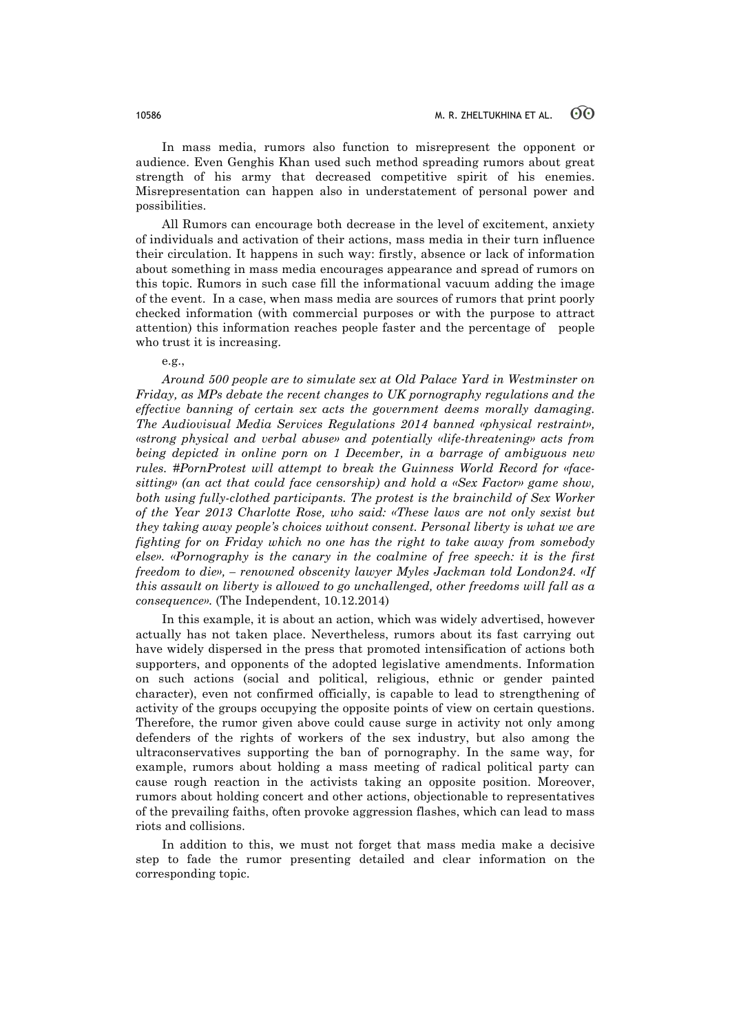In mass media, rumors also function to misrepresent the opponent or audience. Even Genghis Khan used such method spreading rumors about great strength of his army that decreased competitive spirit of his enemies. Misrepresentation can happen also in understatement of personal power and possibilities.

All Rumors can encourage both decrease in the level of excitement, anxiety of individuals and activation of their actions, mass media in their turn influence their circulation. It happens in such way: firstly, absence or lack of information about something in mass media encourages appearance and spread of rumors on this topic. Rumors in such case fill the informational vacuum adding the image of the event. In a case, when mass media are sources of rumors that print poorly checked information (with commercial purposes or with the purpose to attract attention) this information reaches people faster and the percentage of people who trust it is increasing.

e.g.,

*Around 500 people are to simulate sex at Old Palace Yard in Westminster on Friday, as MPs debate the recent changes to UK pornography regulations and the effective banning of certain sex acts the government deems morally damaging. The Audiovisual Media Services Regulations 2014 banned «physical restraint», «strong physical and verbal abuse» and potentially «life-threatening» acts from being depicted in online porn on 1 December, in a barrage of ambiguous new rules. #PornProtest will attempt to break the Guinness World Record for «face-sitting» (an act that could face censorship) and hold a «Sex Factor» game show, both using fully-clothed participants. The protest is the brainchild of Sex Worker of the Year 2013 Charlotte Rose, who said: «These laws are not only sexist but they taking away people's choices without consent. Personal liberty is what we are fighting for on Friday which no one has the right to take away from somebody else». «Pornography is the canary in the coalmine of free speech: it is the first freedom to die», – renowned obscenity lawyer Myles Jackman told London24. «If this assault on liberty is allowed to go unchallenged, other freedoms will fall as a consequence».* (The Independent, 10.12.2014)

In this example, it is about an action, which was widely advertised, however actually has not taken place. Nevertheless, rumors about its fast carrying out have widely dispersed in the press that promoted intensification of actions both supporters, and opponents of the adopted legislative amendments. Information on such actions (social and political, religious, ethnic or gender painted character), even not confirmed officially, is capable to lead to strengthening of activity of the groups occupying the opposite points of view on certain questions. Therefore, the rumor given above could cause surge in activity not only among defenders of the rights of workers of the sex industry, but also among the ultraconservatives supporting the ban of pornography. In the same way, for example, rumors about holding a mass meeting of radical political party can cause rough reaction in the activists taking an opposite position. Moreover, rumors about holding concert and other actions, objectionable to representatives of the prevailing faiths, often provoke aggression flashes, which can lead to mass riots and collisions.

In addition to this, we must not forget that mass media make a decisive step to fade the rumor presenting detailed and clear information on the corresponding topic.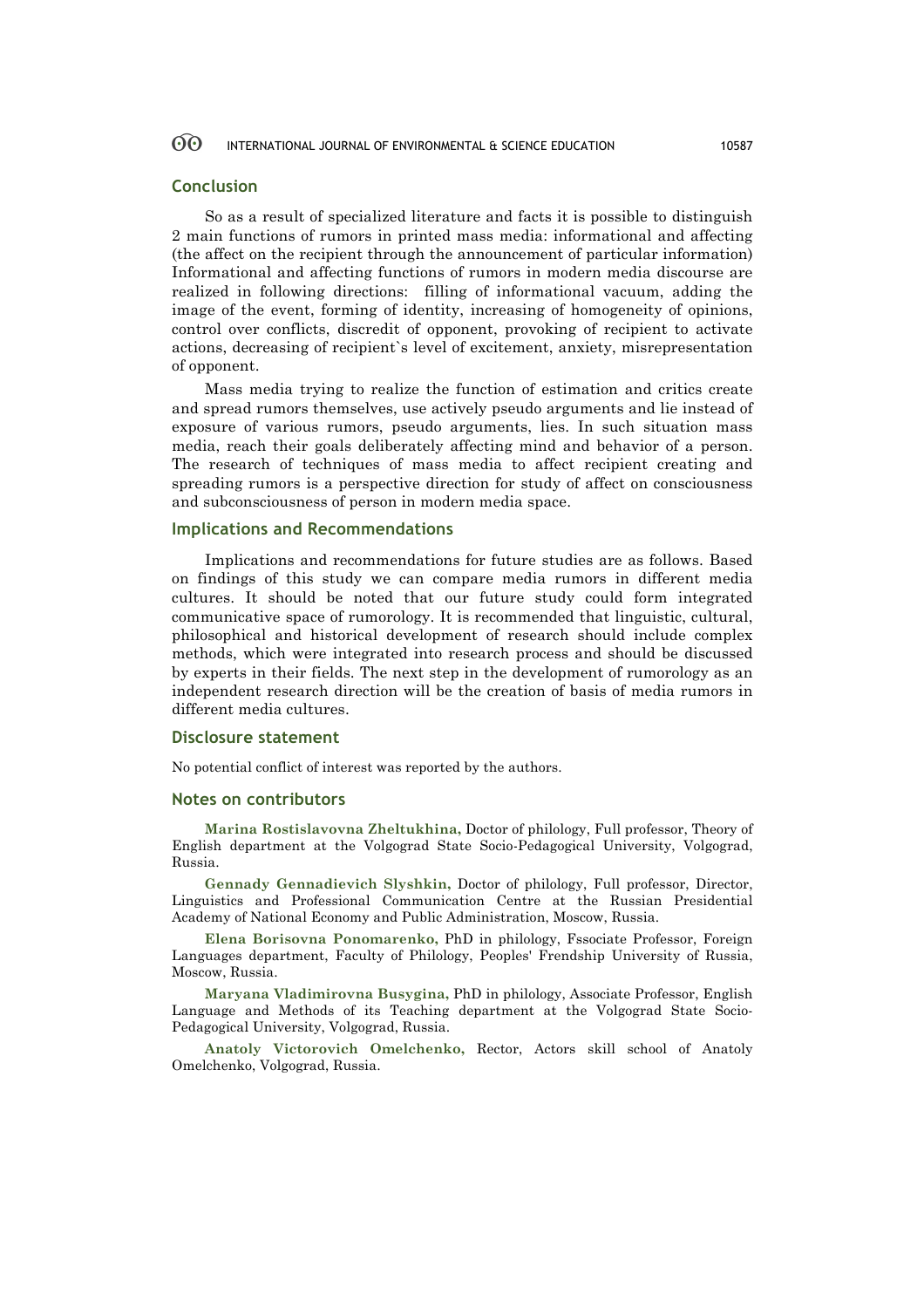## Conclusion

So as a result of specialized literature and facts it is possible to distinguish 2 main functions of rumors in printed mass media: informational and affecting (the affect on the recipient through the announcement of particular information) Informational and affecting functions of rumors in modern media discourse are realized in following directions: filling of informational vacuum, adding the image of the event, forming of identity, increasing of homogeneity of opinions, control over conflicts, discredit of opponent, provoking of recipient to activate actions, decreasing of recipient`s level of excitement, anxiety, misrepresentation of opponent.

Mass media trying to realize the function of estimation and critics create and spread rumors themselves, use actively pseudo arguments and lie instead of exposure of various rumors, pseudo arguments, lies. In such situation mass media, reach their goals deliberately affecting mind and behavior of a person. The research of techniques of mass media to affect recipient creating and spreading rumors is a perspective direction for study of affect on consciousness and subconsciousness of person in modern media space.

## Implications and Recommendations

Implications and recommendations for future studies are as follows. Based on findings of this study we can compare media rumors in different media cultures. It should be noted that our future study could form integrated communicative space of rumorology. It is recommended that linguistic, cultural, philosophical and historical development of research should include complex methods, which were integrated into research process and should be discussed by experts in their fields. The next step in the development of rumorology as an independent research direction will be the creation of basis of media rumors in different media cultures.

## Disclosure statement

No potential conflict of interest was reported by the authors.

## Notes on contributors

**Marina Rostislavovna Zheltukhina,** Doctor of philology, Full professor, Theory of English department at the Volgograd State Socio-Pedagogical University, Volgograd, Russia.

**Gennady Gennadievich Slyshkin,** Doctor of philology, Full professor, Director, Linguistics and Professional Communication Centre at the Russian Presidential Academy of National Economy and Public Administration, Moscow, Russia.

**Elena Borisovna Ponomarenko,** PhD in philology, Fssociate Professor, Foreign Languages department, Faculty of Philology, Peoples' Frendship University of Russia, Moscow, Russia.

**Maryana Vladimirovna Busygina,** PhD in philology, Associate Professor, English Language and Methods of its Teaching department at the Volgograd State Socio-Pedagogical University, Volgograd, Russia.

**Anatoly Victorovich Omelchenko,** Rector, Actors skill school of Anatoly Omelchenko, Volgograd, Russia.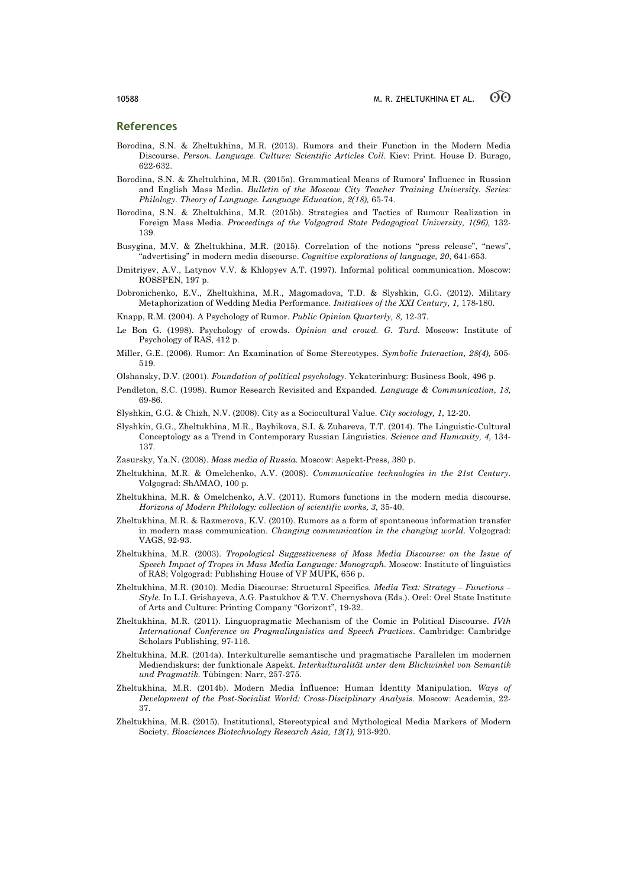## References

Borodina, S.N. & Zheltukhina, M.R. (2013). Rumors and their Function in the Modern Media Discourse. *Person. Language. Culture: Scientific Articles Coll.* Kiev: Print. House D. Burago, 622-632.

Borodina, S.N. & Zheltukhina, M.R. (2015a). Grammatical Means of Rumors' Influence in Russian and English Mass Media. *Bulletin of the Moscow City Teacher Training University. Series: Philology. Theory of Language. Language Education, 2(18),* 65-74.

Borodina, S.N. & Zheltukhina, M.R. (2015b). Strategies and Tactics of Rumour Realization in Foreign Mass Media. *Proceedings of the Volgograd State Pedagogical University, 1(96),* 132-139.

Busygina, M.V. & Zheltukhina, M.R. (2015). Correlation of the notions "press release", "news", "advertising" in modern media discourse. *Cognitive explorations of language, 20*, 641-653.

Dmitriyev, A.V., Latynov V.V. & Khlopyev A.T. (1997). Informal political communication. Moscow: ROSSPEN, 197 p.

Dobronichenko, E.V., Zheltukhina, M.R., Magomadova, T.D. & Slyshkin, G.G. (2012). Military Metaphorization of Wedding Media Performance. *Initiatives of the XXI Century, 1,* 178-180.

Knapp, R.M. (2004). A Psychology of Rumor. *Public Opinion Quarterly, 8,* 12-37.

Le Bon G. (1998). Psychology of crowds. *Opinion and crowd. G. Tard.* Moscow: Institute of Psychology of RAS, 412 p.

Miller, G.E. (2006). Rumor: An Examination of Some Stereotypes. *Symbolic Interaction, 28(4),* 505-519.

Olshansky, D.V. (2001). *Foundation of political psychology.* Yekaterinburg: Business Book, 496 p.

Pendleton, S.C. (1998). Rumor Research Revisited and Expanded. *Language & Communication*, *18,* 69-86.

Slyshkin, G.G. & Chizh, N.V. (2008). City as a Sociocultural Value. *City sociology, 1*, 12-20.

Slyshkin, G.G., Zheltukhina, M.R., Baybikova, S.I. & Zubareva, T.T. (2014). The Linguistic-Cultural Conceptology as a Trend in Contemporary Russian Linguistics. *Science and Humanity, 4,* 134-137.

Zasursky, Ya.N. (2008). *Mass media of Russia.* Moscow: Aspekt-Press, 380 p.

Zheltukhina, M.R. & Omelchenko, A.V. (2008). *Communicative technologies in the 21st Century.* Volgograd: ShAMAO, 100 p.

Zheltukhina, M.R. & Omelchenko, A.V. (2011). Rumors functions in the modern media discourse. *Horizons of Modern Philology: collection of scientific works, 3*, 35-40.

Zheltukhina, M.R. & Razmerova, K.V. (2010). Rumors as a form of spontaneous information transfer in modern mass communication. *Changing communication in the changing world.* Volgograd: VAGS, 92-93.

Zheltukhina, M.R. (2003). *Tropological Suggestiveness of Mass Media Discourse: on the Issue of Speech Impact of Tropes in Mass Media Language: Monograph.* Moscow: Institute of linguistics of RAS; Volgograd: Publishing House of VF MUPK, 656 p.

Zheltukhina, M.R. (2010). Media Discourse: Structural Specifics. *Media Text: Strategy – Functions – Style.* In L.I. Grishayeva, A.G. Pastukhov & T.V. Chernyshova (Eds.). Orel: Orel State Institute of Arts and Culture: Printing Company "Gorizont", 19-32.

Zheltukhina, M.R. (2011). Linguopragmatic Mechanism of the Comic in Political Discourse. *IVth International Conference on Pragmalinguistics and Speech Practices*. Cambridge: Cambridge Scholars Publishing, 97-116.

Zheltukhina, M.R. (2014a). Interkulturelle semantische und pragmatische Parallelen im modernen Mediendiskurs: der funktionale Aspekt. *Interkulturalität unter dem Blickwinkel von Semantik und Pragmatik.* Tübingen: Narr, 257-275.

Zheltukhina, M.R. (2014b). Modern Media İnfluence: Human İdentity Manipulation. *Ways of Development of the Post-Socialist World: Cross-Disciplinary Analysis.* Moscow: Academia, 22-37.

Zheltukhina, M.R. (2015). Institutional, Stereotypical and Mythological Media Markers of Modern Society. *Biosciences Biotechnology Research Asia, 12(1),* 913-920.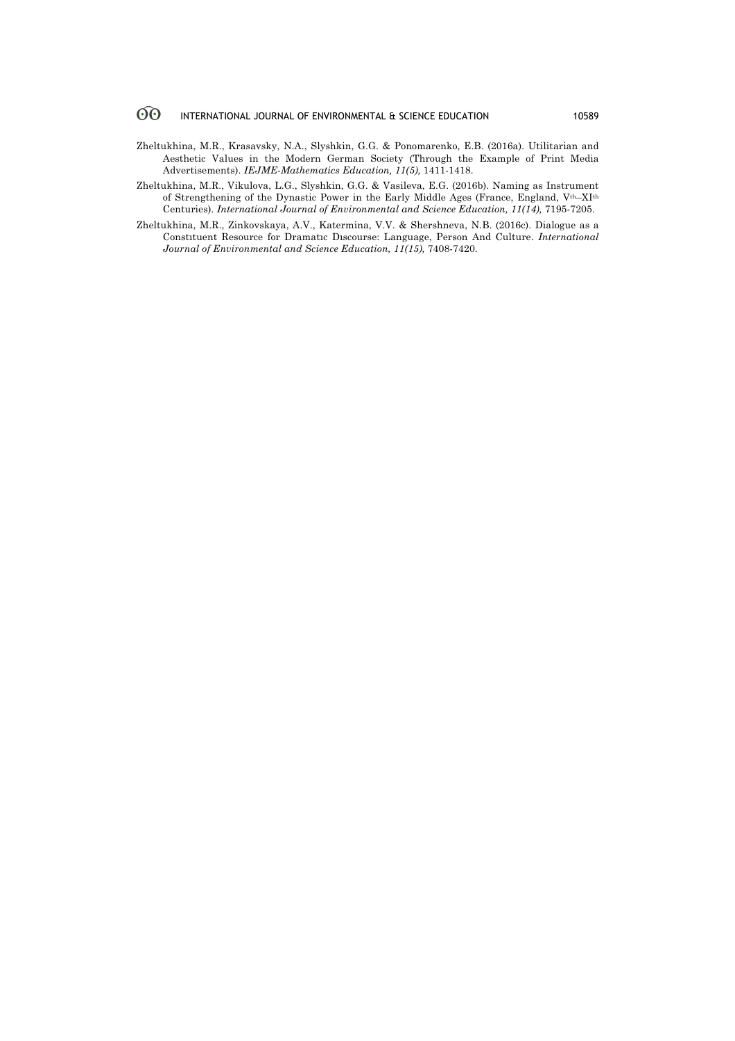Zheltukhina, M.R., Krasavsky, N.A., Slyshkin, G.G. & Ponomarenko, E.B. (2016a). Utilitarian and Aesthetic Values in the Modern German Society (Through the Example of Print Media Advertisements). *IEJME-Mathematics Education, 11(5),* 1411-1418.

Zheltukhina, M.R., Vikulova, L.G., Slyshkin, G.G. & Vasileva, E.G. (2016b). Naming as Instrument of Strengthening of the Dynastic Power in the Early Middle Ages (France, England, V$^{th}$–XI$^{th}$ Centuries). *International Journal of Environmental and Science Education, 11(14),* 7195-7205.

Zheltukhina, M.R., Zinkovskaya, A.V., Katermina, V.V. & Shershneva, N.B. (2016c). Dialogue as a Constıtuent Resource for Dramatıc Dıscourse: Language, Person And Culture. *International Journal of Environmental and Science Education, 11(15),* 7408-7420.